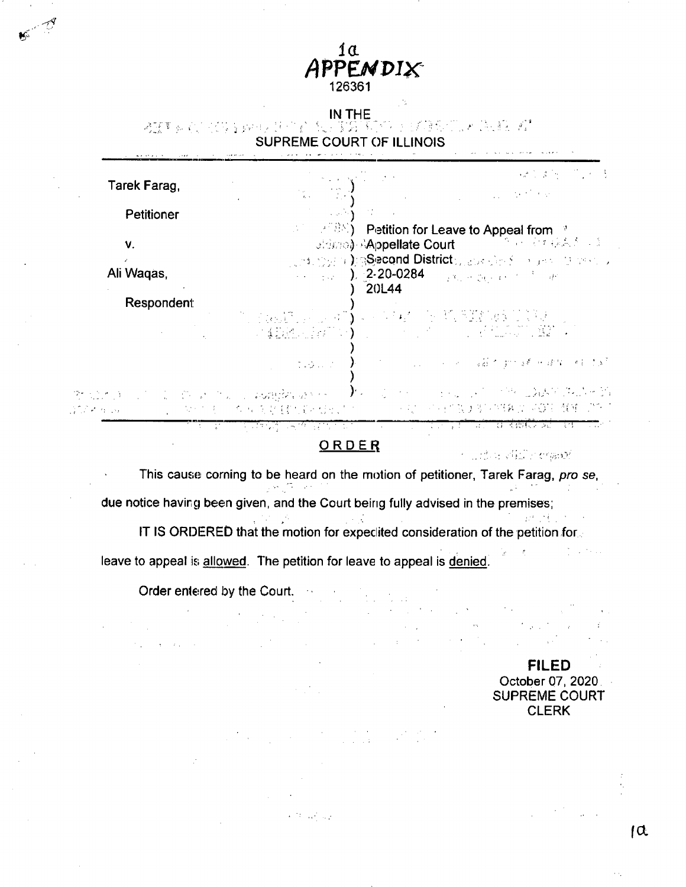1a
**APPENDIX**
126361

IN THE
SUPREME COURT OF ILLINOIS

| | | |
|---|---|---|
| Tarek Farag, | ) | |
| | ) | |
| Petitioner | ) | |
| | ) | Petition for Leave to Appeal from |
| v. | ) | Appellate Court |
| | ) | Second District |
| Ali Waqas, | ) | 2-20-0284 |
| | ) | 20L44 |
| Respondent | ) | |

**ORDER**

This cause coming to be heard on the motion of petitioner, Tarek Farag, *pro se*, due notice having been given, and the Court being fully advised in the premises;

IT IS ORDERED that the motion for expedited consideration of the petition for leave to appeal is allowed. The petition for leave to appeal is denied.

Order entered by the Court.

**FILED**
October 07, 2020
SUPREME COURT
CLERK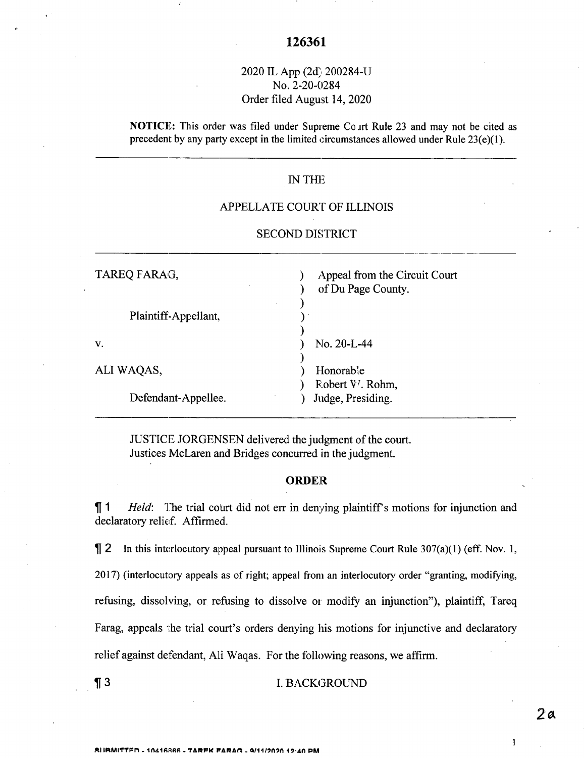126361

2020 IL App (2d) 200284-U
No. 2-20-0284
Order filed August 14, 2020

**NOTICE:** This order was filed under Supreme Court Rule 23 and may not be cited as precedent by any party except in the limited circumstances allowed under Rule 23(e)(1).

---

IN THE

APPELLATE COURT OF ILLINOIS

SECOND DISTRICT

---

| | | |
|---|---|---|
| TAREQ FARAG, | ) | Appeal from the Circuit Court |
| | ) | of Du Page County. |
| Plaintiff-Appellant, | ) | |
| v. | ) | No. 20-L-44 |
| ALI WAQAS, | ) | Honorable |
| | ) | Robert W. Rohm, |
| Defendant-Appellee. | ) | Judge, Presiding. |

---

JUSTICE JORGENSEN delivered the judgment of the court.
Justices McLaren and Bridges concurred in the judgment.

## ORDER

¶ 1 *Held*: The trial court did not err in denying plaintiff's motions for injunction and declaratory relief. Affirmed.

¶ 2 In this interlocutory appeal pursuant to Illinois Supreme Court Rule 307(a)(1) (eff. Nov. 1, 2017) (interlocutory appeals as of right; appeal from an interlocutory order "granting, modifying, refusing, dissolving, or refusing to dissolve or modify an injunction"), plaintiff, Tareq Farag, appeals the trial court's orders denying his motions for injunctive and declaratory relief against defendant, Ali Waqas. For the following reasons, we affirm.

¶ 3 I. BACKGROUND

2a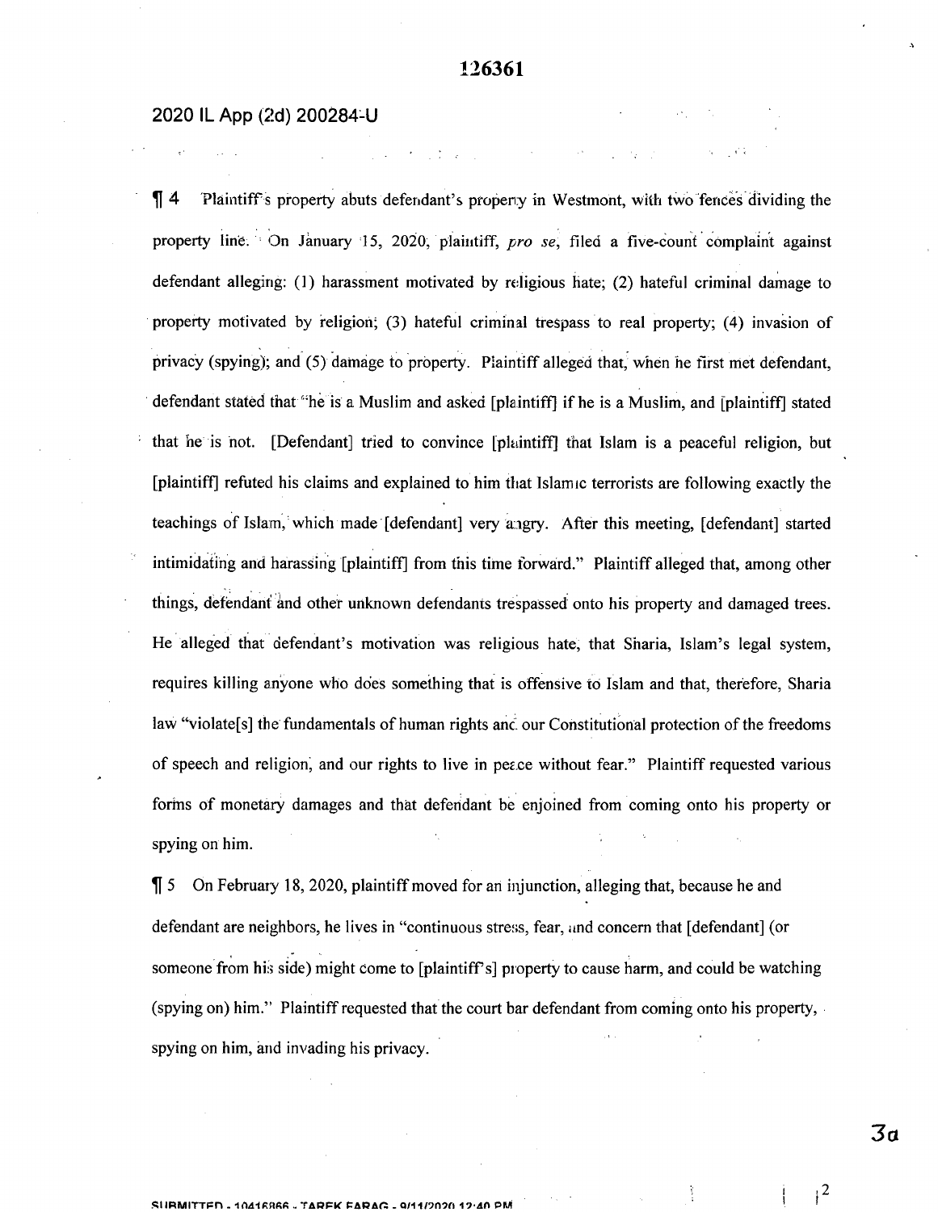¶ 4 Plaintiff's property abuts defendant's property in Westmont, with two fences dividing the property line. On January 15, 2020, plaintiff, *pro se*, filed a five-count complaint against defendant alleging: (1) harassment motivated by religious hate; (2) hateful criminal damage to property motivated by religion; (3) hateful criminal trespass to real property; (4) invasion of privacy (spying); and (5) damage to property. Plaintiff alleged that, when he first met defendant, defendant stated that "he is a Muslim and asked [plaintiff] if he is a Muslim, and [plaintiff] stated that he is not. [Defendant] tried to convince [plaintiff] that Islam is a peaceful religion, but [plaintiff] refuted his claims and explained to him that Islamic terrorists are following exactly the teachings of Islam, which made [defendant] very angry. After this meeting, [defendant] started intimidating and harassing [plaintiff] from this time forward." Plaintiff alleged that, among other things, defendant and other unknown defendants trespassed onto his property and damaged trees. He alleged that defendant's motivation was religious hate, that Sharia, Islam's legal system, requires killing anyone who does something that is offensive to Islam and that, therefore, Sharia law "violate[s] the fundamentals of human rights and our Constitutional protection of the freedoms of speech and religion, and our rights to live in peace without fear." Plaintiff requested various forms of monetary damages and that defendant be enjoined from coming onto his property or spying on him.

¶ 5 On February 18, 2020, plaintiff moved for an injunction, alleging that, because he and defendant are neighbors, he lives in "continuous stress, fear, and concern that [defendant] (or someone from his side) might come to [plaintiff's] property to cause harm, and could be watching (spying on) him." Plaintiff requested that the court bar defendant from coming onto his property, spying on him, and invading his privacy.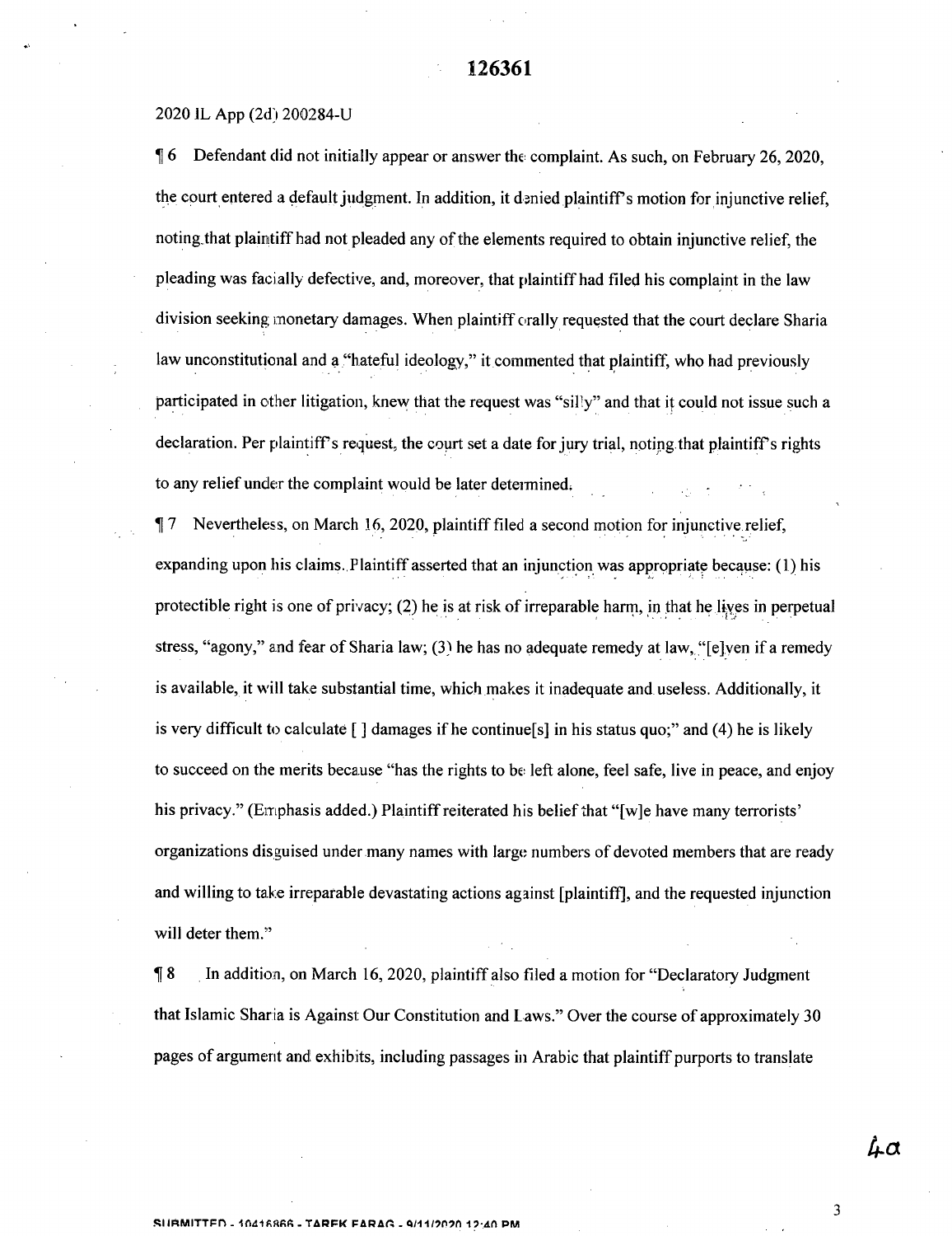2020 IL App (2d) 200284-U

¶ 6 Defendant did not initially appear or answer the complaint. As such, on February 26, 2020, the court entered a default judgment. In addition, it denied plaintiff's motion for injunctive relief, noting that plaintiff had not pleaded any of the elements required to obtain injunctive relief, the pleading was facially defective, and, moreover, that plaintiff had filed his complaint in the law division seeking monetary damages. When plaintiff orally requested that the court declare Sharia law unconstitutional and a "hateful ideology," it commented that plaintiff, who had previously participated in other litigation, knew that the request was "silly" and that it could not issue such a declaration. Per plaintiff's request, the court set a date for jury trial, noting that plaintiff's rights to any relief under the complaint would be later determined.

¶ 7 Nevertheless, on March 16, 2020, plaintiff filed a second motion for injunctive relief, expanding upon his claims. Plaintiff asserted that an injunction was appropriate because: (1) his protectible right is one of privacy; (2) he is at risk of irreparable harm, in that he lives in perpetual stress, "agony," and fear of Sharia law; (3) he has no adequate remedy at law, "[e]ven if a remedy is available, it will take substantial time, which makes it inadequate and useless. Additionally, it is very difficult to calculate [ ] damages if he continue[s] in his status quo;" and (4) he is likely to succeed on the merits because "has the rights to be left alone, feel safe, live in peace, and enjoy his privacy." (Emphasis added.) Plaintiff reiterated his belief that "[w]e have many terrorists' organizations disguised under many names with large numbers of devoted members that are ready and willing to take irreparable devastating actions against [plaintiff], and the requested injunction will deter them."

¶ 8 In addition, on March 16, 2020, plaintiff also filed a motion for "Declaratory Judgment that Islamic Sharia is Against Our Constitution and Laws." Over the course of approximately 30 pages of argument and exhibits, including passages in Arabic that plaintiff purports to translate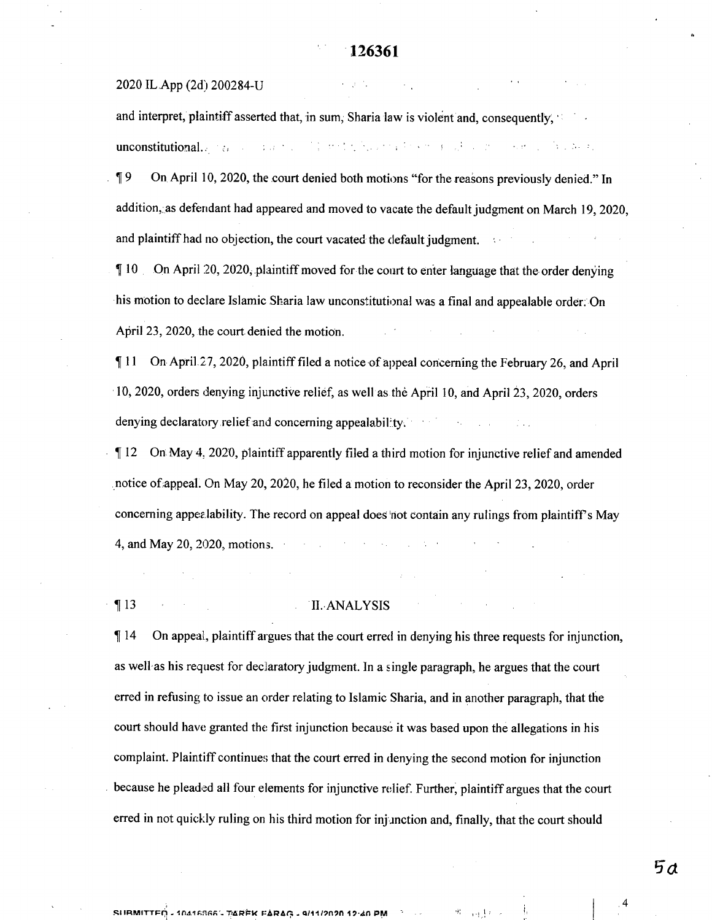and interpret, plaintiff asserted that, in sum, Sharia law is violent and, consequently, unconstitutional.

¶ 9 On April 10, 2020, the court denied both motions "for the reasons previously denied." In addition, as defendant had appeared and moved to vacate the default judgment on March 19, 2020, and plaintiff had no objection, the court vacated the default judgment.

¶ 10 On April 20, 2020, plaintiff moved for the court to enter language that the order denying his motion to declare Islamic Sharia law unconstitutional was a final and appealable order. On April 23, 2020, the court denied the motion.

¶ 11 On April 27, 2020, plaintiff filed a notice of appeal concerning the February 26, and April 10, 2020, orders denying injunctive relief, as well as the April 10, and April 23, 2020, orders denying declaratory relief and concerning appealability.

¶ 12 On May 4, 2020, plaintiff apparently filed a third motion for injunctive relief and amended notice of appeal. On May 20, 2020, he filed a motion to reconsider the April 23, 2020, order concerning appealability. The record on appeal does not contain any rulings from plaintiff's May 4, and May 20, 2020, motions.

## ¶ 13 II. ANALYSIS

¶ 14 On appeal, plaintiff argues that the court erred in denying his three requests for injunction, as well as his request for declaratory judgment. In a single paragraph, he argues that the court erred in refusing to issue an order relating to Islamic Sharia, and in another paragraph, that the court should have granted the first injunction because it was based upon the allegations in his complaint. Plaintiff continues that the court erred in denying the second motion for injunction because he pleaded all four elements for injunctive relief. Further, plaintiff argues that the court erred in not quickly ruling on his third motion for injunction and, finally, that the court should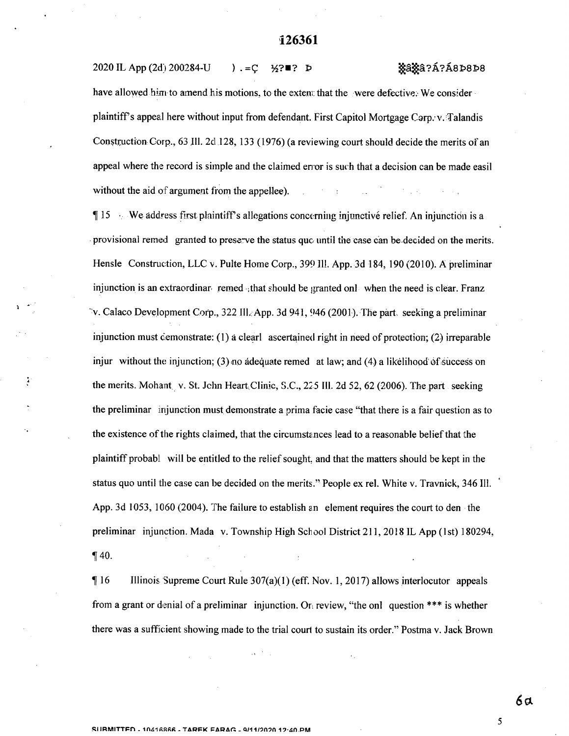have allowed him to amend his motions, to the extent that the were defective. We consider plaintiff's appeal here without input from defendant. First Capitol Mortgage Corp. v. Talandis Construction Corp., 63 Ill. 2d 128, 133 (1976) (a reviewing court should decide the merits of an appeal where the record is simple and the claimed error is such that a decision can be made easil without the aid of argument from the appellee).

¶ 15 We address first plaintiff's allegations concerning injunctive relief. An injunction is a provisional remed granted to preserve the status quo until the case can be decided on the merits. Hensle Construction, LLC v. Pulte Home Corp., 399 Ill. App. 3d 184, 190 (2010). A preliminar injunction is an extraordinar remed that should be granted onl when the need is clear. Franz v. Calaco Development Corp., 322 Ill. App. 3d 941, 946 (2001). The part seeking a preliminar injunction must demonstrate: (1) a clearl ascertained right in need of protection; (2) irreparable injur without the injunction; (3) no adequate remed at law; and (4) a likelihood of success on the merits. Mohant v. St. John Heart Clinic, S.C., 225 Ill. 2d 52, 62 (2006). The part seeking the preliminar injunction must demonstrate a prima facie case "that there is a fair question as to the existence of the rights claimed, that the circumstances lead to a reasonable belief that the plaintiff probabl will be entitled to the relief sought, and that the matters should be kept in the status quo until the case can be decided on the merits." People ex rel. White v. Travnick, 346 Ill. App. 3d 1053, 1060 (2004). The failure to establish an element requires the court to den the preliminar injunction. Mada v. Township High School District 211, 2018 IL App (1st) 180294, ¶ 40.

¶ 16 Illinois Supreme Court Rule 307(a)(1) (eff. Nov. 1, 2017) allows interlocutor appeals from a grant or denial of a preliminar injunction. On review, "the onl question *** is whether there was a sufficient showing made to the trial court to sustain its order." Postma v. Jack Brown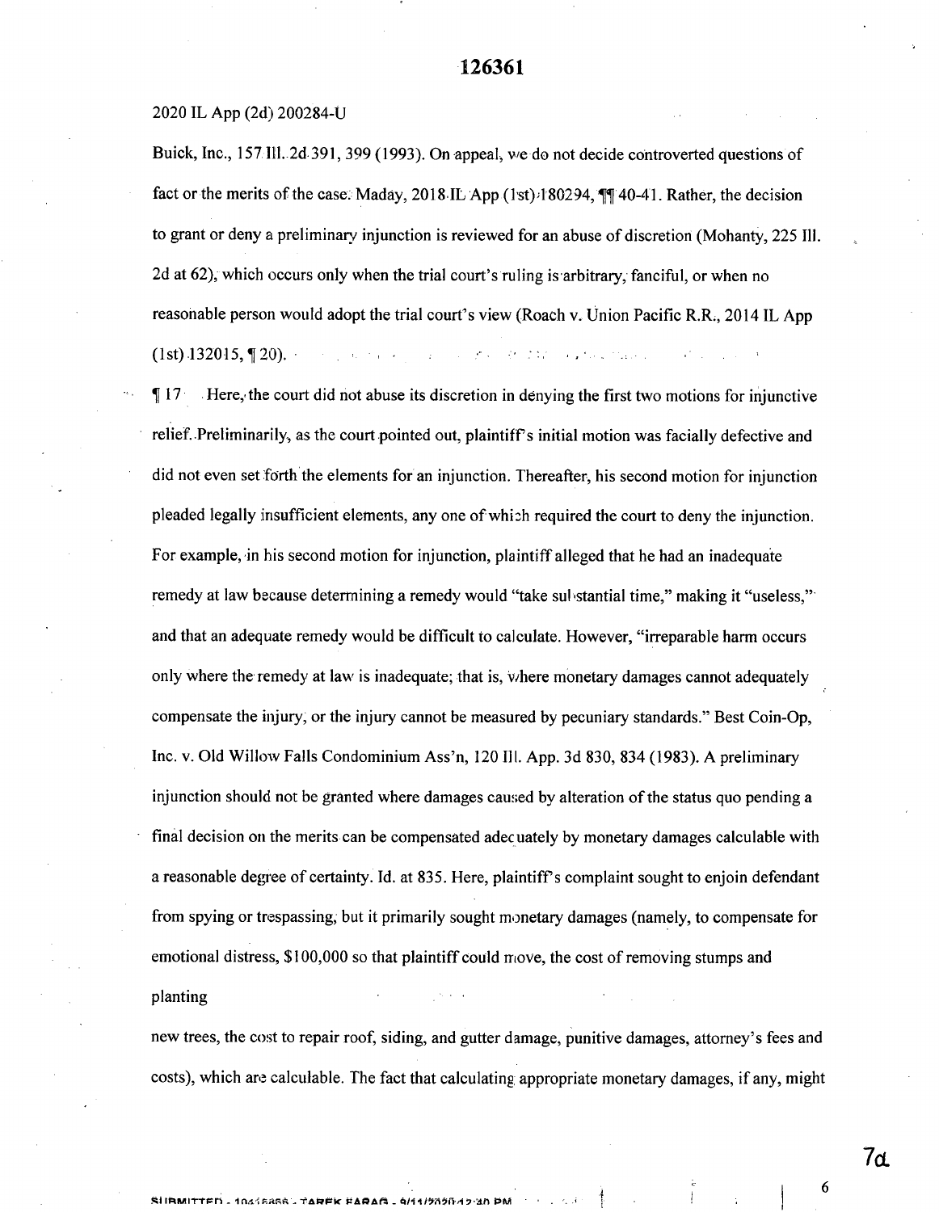Buick, Inc., 157 Ill. 2d 391, 399 (1993). On appeal, we do not decide controverted questions of fact or the merits of the case. Maday, 2018 IL App (1st) 180294, ¶¶ 40-41. Rather, the decision to grant or deny a preliminary injunction is reviewed for an abuse of discretion (Mohanty, 225 Ill. 2d at 62), which occurs only when the trial court's ruling is arbitrary, fanciful, or when no reasonable person would adopt the trial court's view (Roach v. Union Pacific R.R., 2014 IL App (1st) 132015, ¶ 20).

¶ 17 Here, the court did not abuse its discretion in denying the first two motions for injunctive relief. Preliminarily, as the court pointed out, plaintiff's initial motion was facially defective and did not even set forth the elements for an injunction. Thereafter, his second motion for injunction pleaded legally insufficient elements, any one of which required the court to deny the injunction. For example, in his second motion for injunction, plaintiff alleged that he had an inadequate remedy at law because determining a remedy would "take substantial time," making it "useless," and that an adequate remedy would be difficult to calculate. However, "irreparable harm occurs only where the remedy at law is inadequate; that is, where monetary damages cannot adequately compensate the injury, or the injury cannot be measured by pecuniary standards." Best Coin-Op, Inc. v. Old Willow Falls Condominium Ass'n, 120 Ill. App. 3d 830, 834 (1983). A preliminary injunction should not be granted where damages caused by alteration of the status quo pending a final decision on the merits can be compensated adequately by monetary damages calculable with a reasonable degree of certainty. Id. at 835. Here, plaintiff's complaint sought to enjoin defendant from spying or trespassing, but it primarily sought monetary damages (namely, to compensate for emotional distress, $100,000 so that plaintiff could move, the cost of removing stumps and planting new trees, the cost to repair roof, siding, and gutter damage, punitive damages, attorney's fees and costs), which are calculable. The fact that calculating appropriate monetary damages, if any, might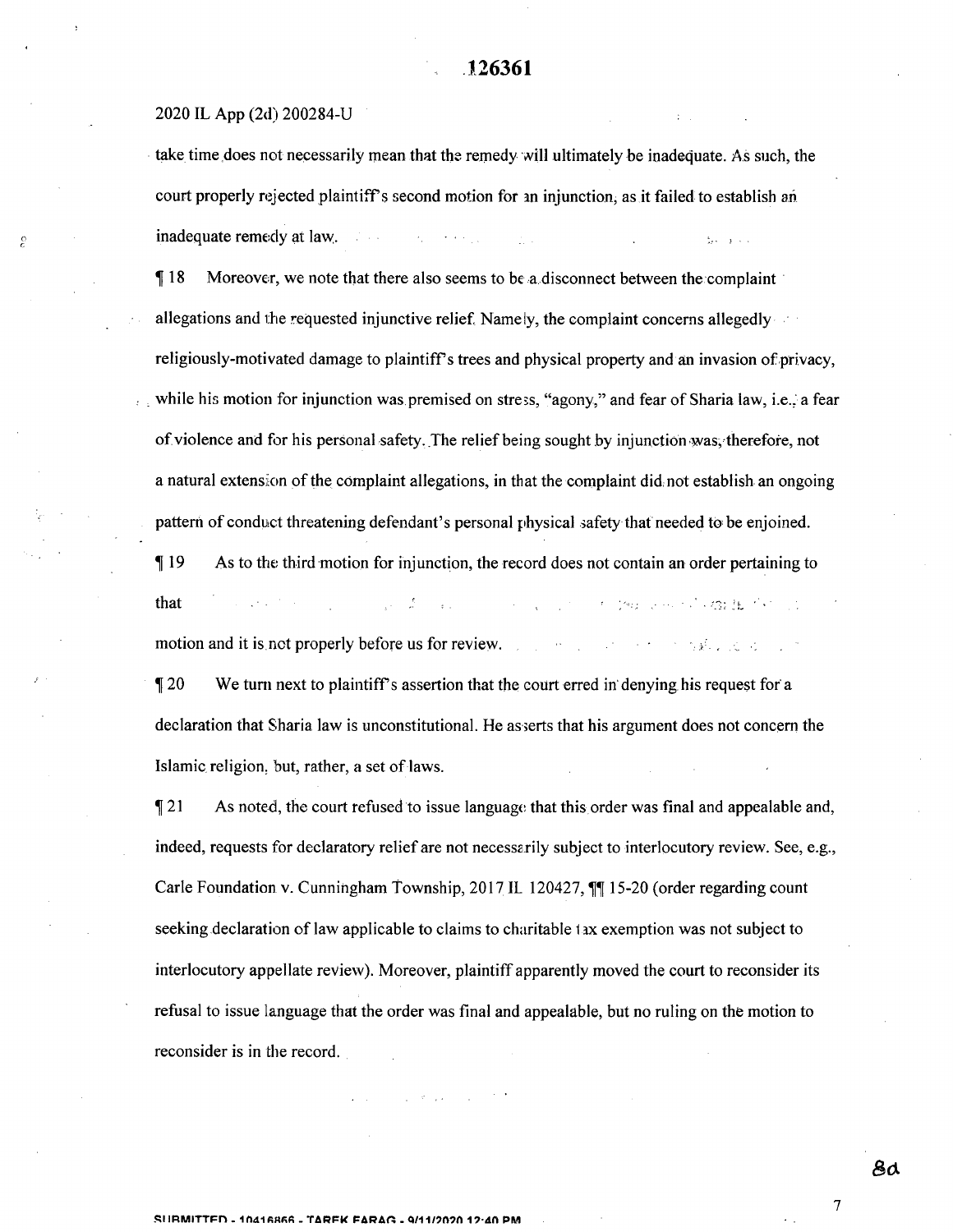take time does not necessarily mean that the remedy will ultimately be inadequate. As such, the court properly rejected plaintiff's second motion for an injunction, as it failed to establish an inadequate remedy at law.

¶ 18 Moreover, we note that there also seems to be a disconnect between the complaint allegations and the requested injunctive relief. Namely, the complaint concerns allegedly religiously-motivated damage to plaintiff's trees and physical property and an invasion of privacy, while his motion for injunction was premised on stress, "agony," and fear of Sharia law, i.e., a fear of violence and for his personal safety. The relief being sought by injunction was, therefore, not a natural extension of the complaint allegations, in that the complaint did not establish an ongoing pattern of conduct threatening defendant's personal physical safety that needed to be enjoined.

¶ 19 As to the third motion for injunction, the record does not contain an order pertaining to that motion and it is not properly before us for review.

¶ 20 We turn next to plaintiff's assertion that the court erred in denying his request for a declaration that Sharia law is unconstitutional. He asserts that his argument does not concern the Islamic religion, but, rather, a set of laws.

¶ 21 As noted, the court refused to issue language that this order was final and appealable and, indeed, requests for declaratory relief are not necessarily subject to interlocutory review. See, e.g., Carle Foundation v. Cunningham Township, 2017 IL 120427, ¶¶ 15-20 (order regarding count seeking declaration of law applicable to claims to charitable tax exemption was not subject to interlocutory appellate review). Moreover, plaintiff apparently moved the court to reconsider its refusal to issue language that the order was final and appealable, but no ruling on the motion to reconsider is in the record.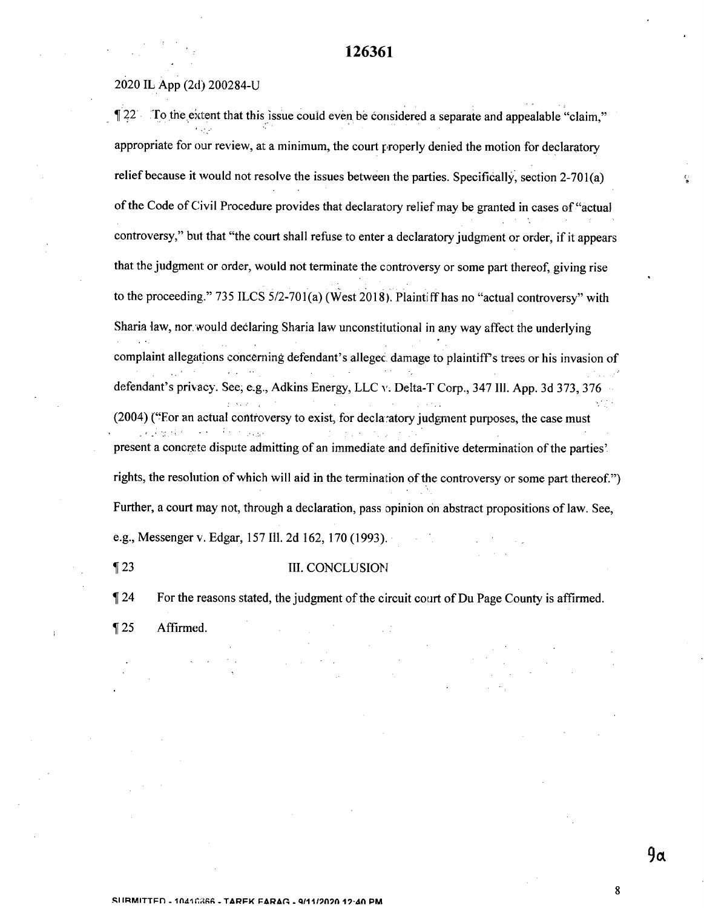2020 IL App (2d) 200284-U

¶ 22 To the extent that this issue could even be considered a separate and appealable "claim," appropriate for our review, at a minimum, the court properly denied the motion for declaratory relief because it would not resolve the issues between the parties. Specifically, section 2-701(a) of the Code of Civil Procedure provides that declaratory relief may be granted in cases of "actual controversy," but that "the court shall refuse to enter a declaratory judgment or order, if it appears that the judgment or order, would not terminate the controversy or some part thereof, giving rise to the proceeding." 735 ILCS 5/2-701(a) (West 2018). Plaintiff has no "actual controversy" with Sharia law, nor would declaring Sharia law unconstitutional in any way affect the underlying complaint allegations concerning defendant's alleged damage to plaintiff's trees or his invasion of defendant's privacy. See, e.g., Adkins Energy, LLC v. Delta-T Corp., 347 Ill. App. 3d 373, 376 (2004) ("For an actual controversy to exist, for declaratory judgment purposes, the case must present a concrete dispute admitting of an immediate and definitive determination of the parties' rights, the resolution of which will aid in the termination of the controversy or some part thereof.") Further, a court may not, through a declaration, pass opinion on abstract propositions of law. See, e.g., Messenger v. Edgar, 157 Ill. 2d 162, 170 (1993).

¶ 23 III. CONCLUSION

¶ 24 For the reasons stated, the judgment of the circuit court of Du Page County is affirmed.

¶ 25 Affirmed.